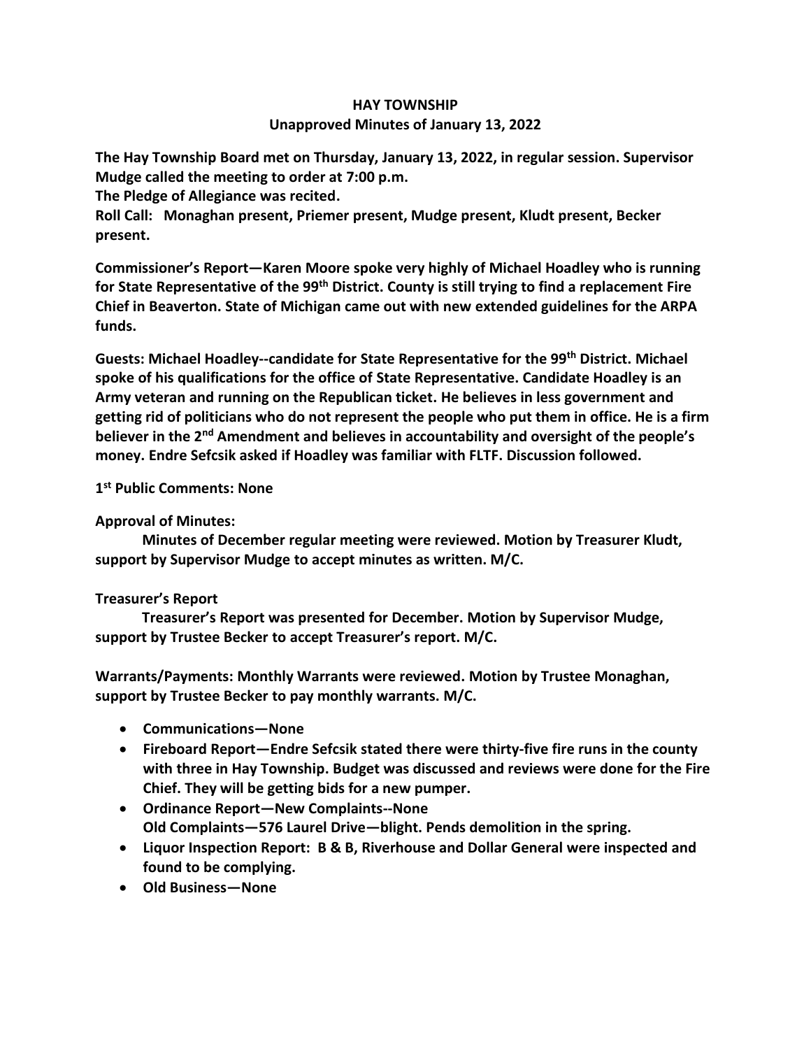**HAY TOWNSHIP**
**Unapproved Minutes of January 13, 2022**

**The Hay Township Board met on Thursday, January 13, 2022, in regular session. Supervisor Mudge called the meeting to order at 7:00 p.m.**
**The Pledge of Allegiance was recited.**
**Roll Call: Monaghan present, Priemer present, Mudge present, Kludt present, Becker present.**

**Commissioner's Report—Karen Moore spoke very highly of Michael Hoadley who is running for State Representative of the 99th District. County is still trying to find a replacement Fire Chief in Beaverton. State of Michigan came out with new extended guidelines for the ARPA funds.**

**Guests: Michael Hoadley--candidate for State Representative for the 99th District. Michael spoke of his qualifications for the office of State Representative. Candidate Hoadley is an Army veteran and running on the Republican ticket. He believes in less government and getting rid of politicians who do not represent the people who put them in office. He is a firm believer in the 2nd Amendment and believes in accountability and oversight of the people's money. Endre Sefcsik asked if Hoadley was familiar with FLTF. Discussion followed.**

**1st Public Comments: None**

**Approval of Minutes:**

**Minutes of December regular meeting were reviewed. Motion by Treasurer Kludt, support by Supervisor Mudge to accept minutes as written. M/C.**

**Treasurer's Report**

**Treasurer's Report was presented for December. Motion by Supervisor Mudge, support by Trustee Becker to accept Treasurer's report. M/C.**

**Warrants/Payments: Monthly Warrants were reviewed. Motion by Trustee Monaghan, support by Trustee Becker to pay monthly warrants. M/C.**

- **Communications—None**
- **Fireboard Report—Endre Sefcsik stated there were thirty-five fire runs in the county with three in Hay Township. Budget was discussed and reviews were done for the Fire Chief. They will be getting bids for a new pumper.**
- **Ordinance Report—New Complaints--None**
  **Old Complaints—576 Laurel Drive—blight. Pends demolition in the spring.**
- **Liquor Inspection Report: B & B, Riverhouse and Dollar General were inspected and found to be complying.**
- **Old Business—None**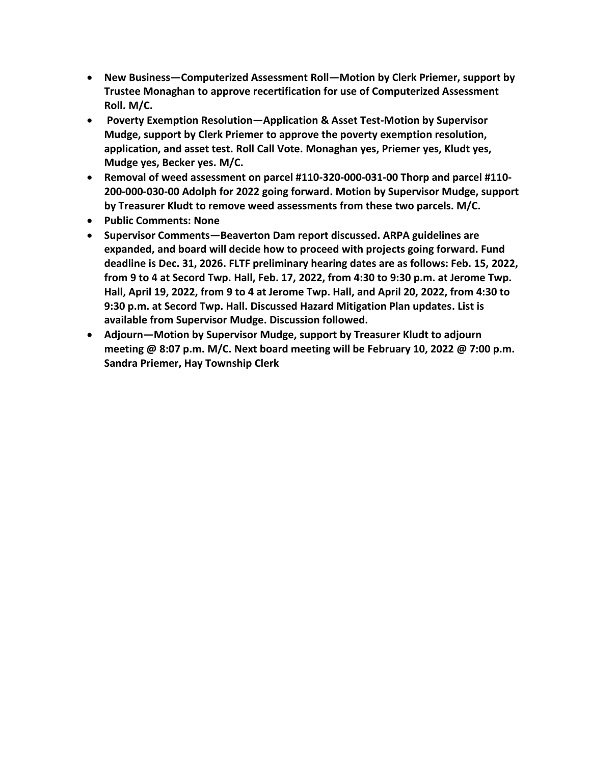- **New Business—Computerized Assessment Roll—Motion by Clerk Priemer, support by Trustee Monaghan to approve recertification for use of Computerized Assessment Roll. M/C.**
- **Poverty Exemption Resolution—Application & Asset Test-Motion by Supervisor Mudge, support by Clerk Priemer to approve the poverty exemption resolution, application, and asset test. Roll Call Vote. Monaghan yes, Priemer yes, Kludt yes, Mudge yes, Becker yes. M/C.**
- **Removal of weed assessment on parcel #110-320-000-031-00 Thorp and parcel #110-200-000-030-00 Adolph for 2022 going forward. Motion by Supervisor Mudge, support by Treasurer Kludt to remove weed assessments from these two parcels. M/C.**
- **Public Comments: None**
- **Supervisor Comments—Beaverton Dam report discussed. ARPA guidelines are expanded, and board will decide how to proceed with projects going forward. Fund deadline is Dec. 31, 2026. FLTF preliminary hearing dates are as follows: Feb. 15, 2022, from 9 to 4 at Secord Twp. Hall, Feb. 17, 2022, from 4:30 to 9:30 p.m. at Jerome Twp. Hall, April 19, 2022, from 9 to 4 at Jerome Twp. Hall, and April 20, 2022, from 4:30 to 9:30 p.m. at Secord Twp. Hall. Discussed Hazard Mitigation Plan updates. List is available from Supervisor Mudge. Discussion followed.**
- **Adjourn—Motion by Supervisor Mudge, support by Treasurer Kludt to adjourn meeting @ 8:07 p.m. M/C. Next board meeting will be February 10, 2022 @ 7:00 p.m. Sandra Priemer, Hay Township Clerk**